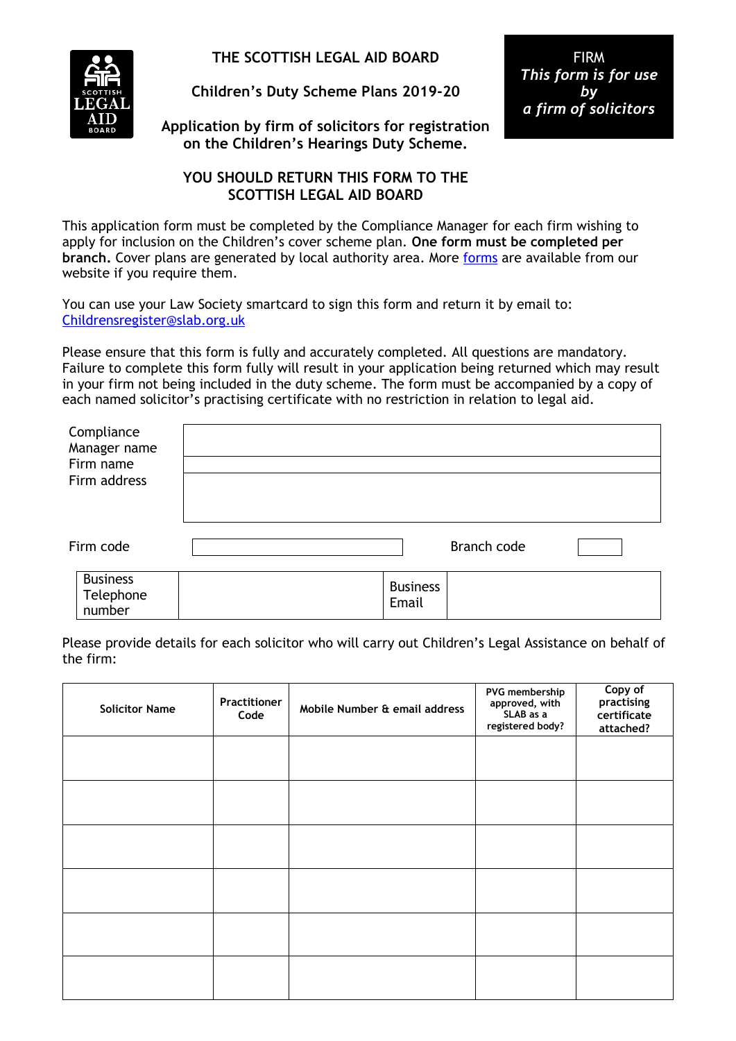# THE SCOTTISH LEGAL AID BOARD

## Children's Duty Scheme Plans 2019-20

**Application by firm of solicitors for registration on the Children's Hearings Duty Scheme.**

FIRM
*This form is for use by a firm of solicitors*

**YOU SHOULD RETURN THIS FORM TO THE SCOTTISH LEGAL AID BOARD**

This application form must be completed by the Compliance Manager for each firm wishing to apply for inclusion on the Children's cover scheme plan. **One form must be completed per branch.** Cover plans are generated by local authority area. More [forms](forms) are available from our website if you require them.

You can use your Law Society smartcard to sign this form and return it by email to: [Childrensregister@slab.org.uk](mailto:Childrensregister@slab.org.uk)

Please ensure that this form is fully and accurately completed. All questions are mandatory. Failure to complete this form fully will result in your application being returned which may result in your firm not being included in the duty scheme. The form must be accompanied by a copy of each named solicitor's practising certificate with no restriction in relation to legal aid.

| | |
|---|---|
| Compliance Manager name | |
| Firm name | |
| Firm address | |

| | | | |
|---|---|---|---|
| Firm code | | Branch code | |

| | | | |
|---|---|---|---|
| Business Telephone number | | Business Email | |

Please provide details for each solicitor who will carry out Children's Legal Assistance on behalf of the firm:

| Solicitor Name | Practitioner Code | Mobile Number & email address | PVG membership approved, with SLAB as a registered body? | Copy of practising certificate attached? |
|---|---|---|---|---|
| | | | | |
| | | | | |
| | | | | |
| | | | | |
| | | | | |
| | | | | |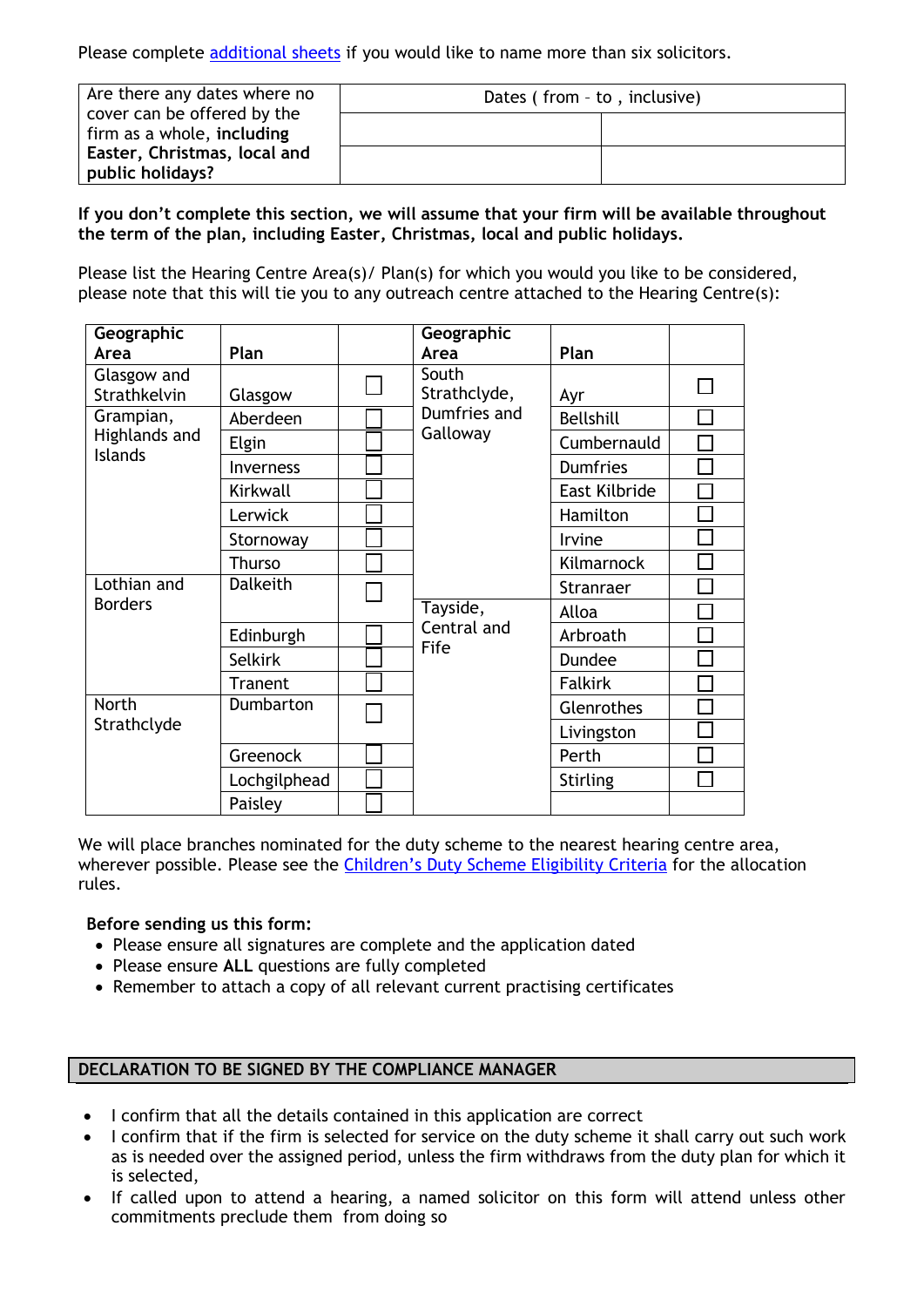Please complete additional sheets if you would like to name more than six solicitors.

| Are there any dates where no cover can be offered by the firm as a whole, **including Easter, Christmas, local and public holidays?** | Dates ( from – to , inclusive) | |
|---|---|---|
| | | |
| | | |

**If you don't complete this section, we will assume that your firm will be available throughout the term of the plan, including Easter, Christmas, local and public holidays.**

Please list the Hearing Centre Area(s)/ Plan(s) for which you would you like to be considered, please note that this will tie you to any outreach centre attached to the Hearing Centre(s):

| Geographic Area | Plan | | Geographic Area | Plan | |
|---|---|---|---|---|---|
| Glasgow and Strathkelvin | Glasgow | ☐ | South Strathclyde, Dumfries and Galloway | Ayr | ☐ |
| Grampian, Highlands and Islands | Aberdeen | ☐ | | Bellshill | ☐ |
| | Elgin | ☐ | | Cumbernauld | ☐ |
| | Inverness | ☐ | | Dumfries | ☐ |
| | Kirkwall | ☐ | | East Kilbride | ☐ |
| | Lerwick | ☐ | | Hamilton | ☐ |
| | Stornoway | ☐ | | Irvine | ☐ |
| | Thurso | ☐ | | Kilmarnock | ☐ |
| Lothian and Borders | Dalkeith | ☐ | | Stranraer | ☐ |
| | | | Tayside, Central and Fife | Alloa | ☐ |
| | | | | Arbroath | ☐ |
| | Edinburgh | ☐ | | Dundee | ☐ |
| | Selkirk | ☐ | | Falkirk | ☐ |
| | Tranent | ☐ | | Glenrothes | ☐ |
| North Strathclyde | Dumbarton | ☐ | | Livingston | ☐ |
| | Greenock | ☐ | | Perth | ☐ |
| | Lochgilphead | ☐ | | Stirling | ☐ |
| | Paisley | ☐ | | | |

We will place branches nominated for the duty scheme to the nearest hearing centre area, wherever possible. Please see the Children's Duty Scheme Eligibility Criteria for the allocation rules.

**Before sending us this form:**

- Please ensure all signatures are complete and the application dated
- Please ensure **ALL** questions are fully completed
- Remember to attach a copy of all relevant current practising certificates

## DECLARATION TO BE SIGNED BY THE COMPLIANCE MANAGER

- I confirm that all the details contained in this application are correct
- I confirm that if the firm is selected for service on the duty scheme it shall carry out such work as is needed over the assigned period, unless the firm withdraws from the duty plan for which it is selected,
- If called upon to attend a hearing, a named solicitor on this form will attend unless other commitments preclude them from doing so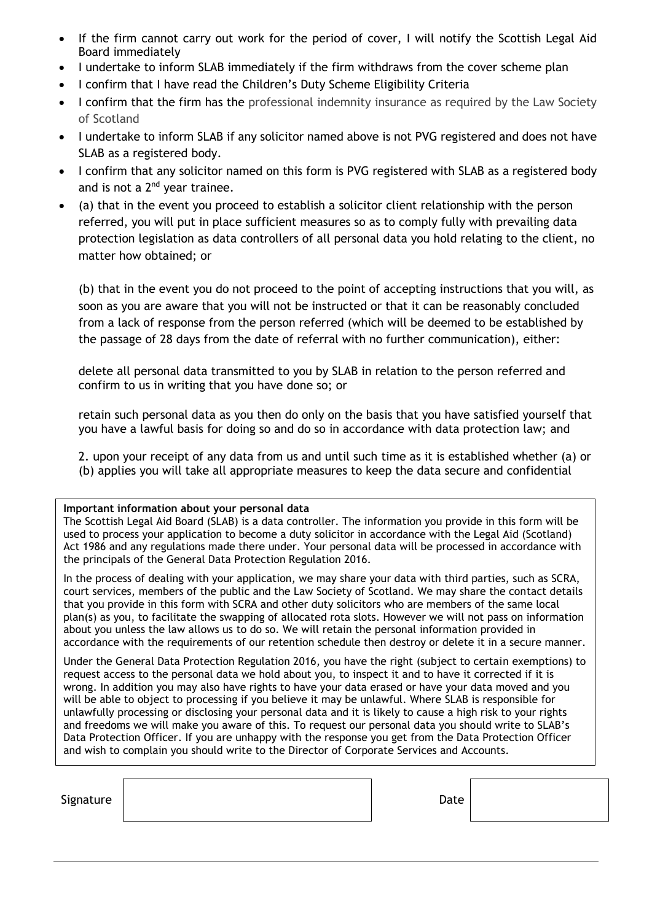- If the firm cannot carry out work for the period of cover, I will notify the Scottish Legal Aid Board immediately
- I undertake to inform SLAB immediately if the firm withdraws from the cover scheme plan
- I confirm that I have read the Children's Duty Scheme Eligibility Criteria
- I confirm that the firm has the professional indemnity insurance as required by the Law Society of Scotland
- I undertake to inform SLAB if any solicitor named above is not PVG registered and does not have SLAB as a registered body.
- I confirm that any solicitor named on this form is PVG registered with SLAB as a registered body and is not a 2nd year trainee.
- (a) that in the event you proceed to establish a solicitor client relationship with the person referred, you will put in place sufficient measures so as to comply fully with prevailing data protection legislation as data controllers of all personal data you hold relating to the client, no matter how obtained; or

  (b) that in the event you do not proceed to the point of accepting instructions that you will, as soon as you are aware that you will not be instructed or that it can be reasonably concluded from a lack of response from the person referred (which will be deemed to be established by the passage of 28 days from the date of referral with no further communication), either:

  delete all personal data transmitted to you by SLAB in relation to the person referred and confirm to us in writing that you have done so; or

  retain such personal data as you then do only on the basis that you have satisfied yourself that you have a lawful basis for doing so and do so in accordance with data protection law; and

  2. upon your receipt of any data from us and until such time as it is established whether (a) or (b) applies you will take all appropriate measures to keep the data secure and confidential

**Important information about your personal data**

The Scottish Legal Aid Board (SLAB) is a data controller. The information you provide in this form will be used to process your application to become a duty solicitor in accordance with the Legal Aid (Scotland) Act 1986 and any regulations made there under. Your personal data will be processed in accordance with the principals of the General Data Protection Regulation 2016.

In the process of dealing with your application, we may share your data with third parties, such as SCRA, court services, members of the public and the Law Society of Scotland. We may share the contact details that you provide in this form with SCRA and other duty solicitors who are members of the same local plan(s) as you, to facilitate the swapping of allocated rota slots. However we will not pass on information about you unless the law allows us to do so. We will retain the personal information provided in accordance with the requirements of our retention schedule then destroy or delete it in a secure manner.

Under the General Data Protection Regulation 2016, you have the right (subject to certain exemptions) to request access to the personal data we hold about you, to inspect it and to have it corrected if it is wrong. In addition you may also have rights to have your data erased or have your data moved and you will be able to object to processing if you believe it may be unlawful. Where SLAB is responsible for unlawfully processing or disclosing your personal data and it is likely to cause a high risk to your rights and freedoms we will make you aware of this. To request our personal data you should write to SLAB's Data Protection Officer. If you are unhappy with the response you get from the Data Protection Officer and wish to complain you should write to the Director of Corporate Services and Accounts.

| | | | |
|---|---|---|---|
| Signature | | Date | |